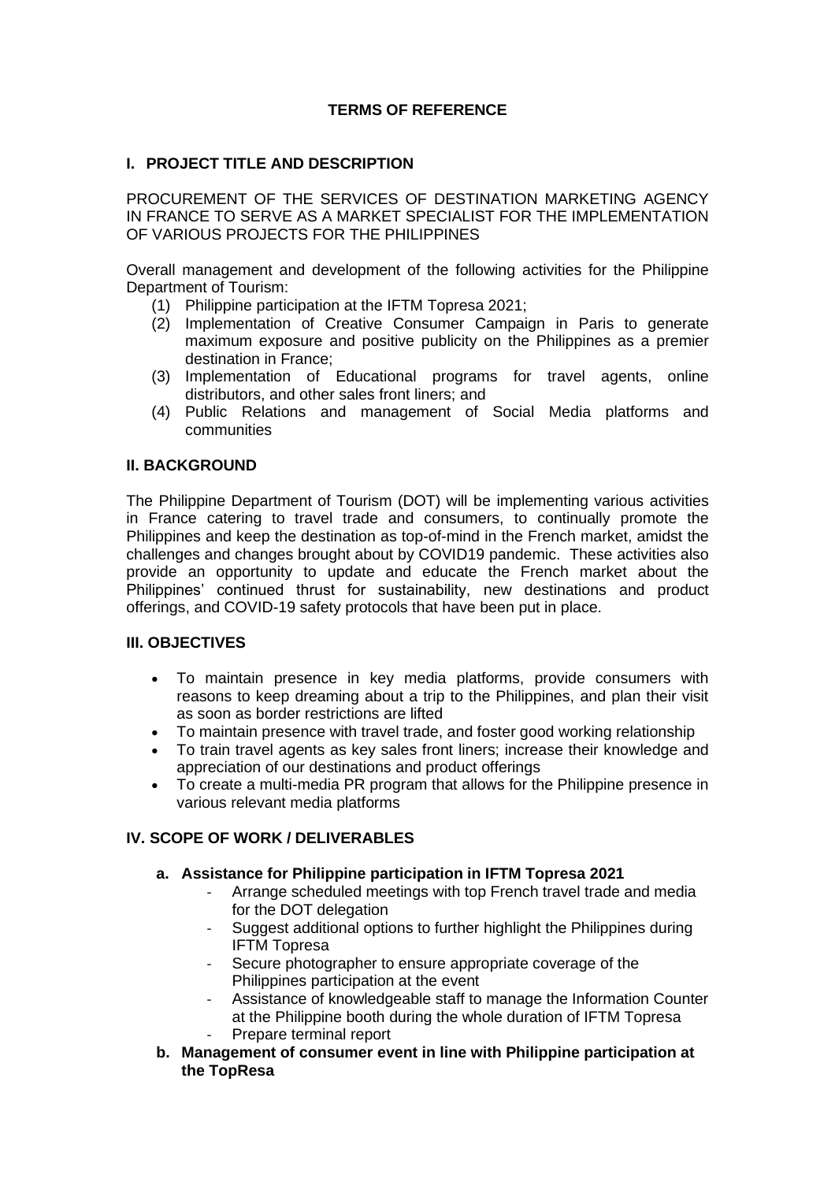# TERMS OF REFERENCE

## I. PROJECT TITLE AND DESCRIPTION

PROCUREMENT OF THE SERVICES OF DESTINATION MARKETING AGENCY IN FRANCE TO SERVE AS A MARKET SPECIALIST FOR THE IMPLEMENTATION OF VARIOUS PROJECTS FOR THE PHILIPPINES

Overall management and development of the following activities for the Philippine Department of Tourism:

1. Philippine participation at the IFTM Topresa 2021;
2. Implementation of Creative Consumer Campaign in Paris to generate maximum exposure and positive publicity on the Philippines as a premier destination in France;
3. Implementation of Educational programs for travel agents, online distributors, and other sales front liners; and
4. Public Relations and management of Social Media platforms and communities

## II. BACKGROUND

The Philippine Department of Tourism (DOT) will be implementing various activities in France catering to travel trade and consumers, to continually promote the Philippines and keep the destination as top-of-mind in the French market, amidst the challenges and changes brought about by COVID19 pandemic. These activities also provide an opportunity to update and educate the French market about the Philippines' continued thrust for sustainability, new destinations and product offerings, and COVID-19 safety protocols that have been put in place.

## III. OBJECTIVES

- To maintain presence in key media platforms, provide consumers with reasons to keep dreaming about a trip to the Philippines, and plan their visit as soon as border restrictions are lifted
- To maintain presence with travel trade, and foster good working relationship
- To train travel agents as key sales front liners; increase their knowledge and appreciation of our destinations and product offerings
- To create a multi-media PR program that allows for the Philippine presence in various relevant media platforms

## IV. SCOPE OF WORK / DELIVERABLES

**a. Assistance for Philippine participation in IFTM Topresa 2021**

- Arrange scheduled meetings with top French travel trade and media for the DOT delegation
- Suggest additional options to further highlight the Philippines during IFTM Topresa
- Secure photographer to ensure appropriate coverage of the Philippines participation at the event
- Assistance of knowledgeable staff to manage the Information Counter at the Philippine booth during the whole duration of IFTM Topresa
- Prepare terminal report

**b. Management of consumer event in line with Philippine participation at the TopResa**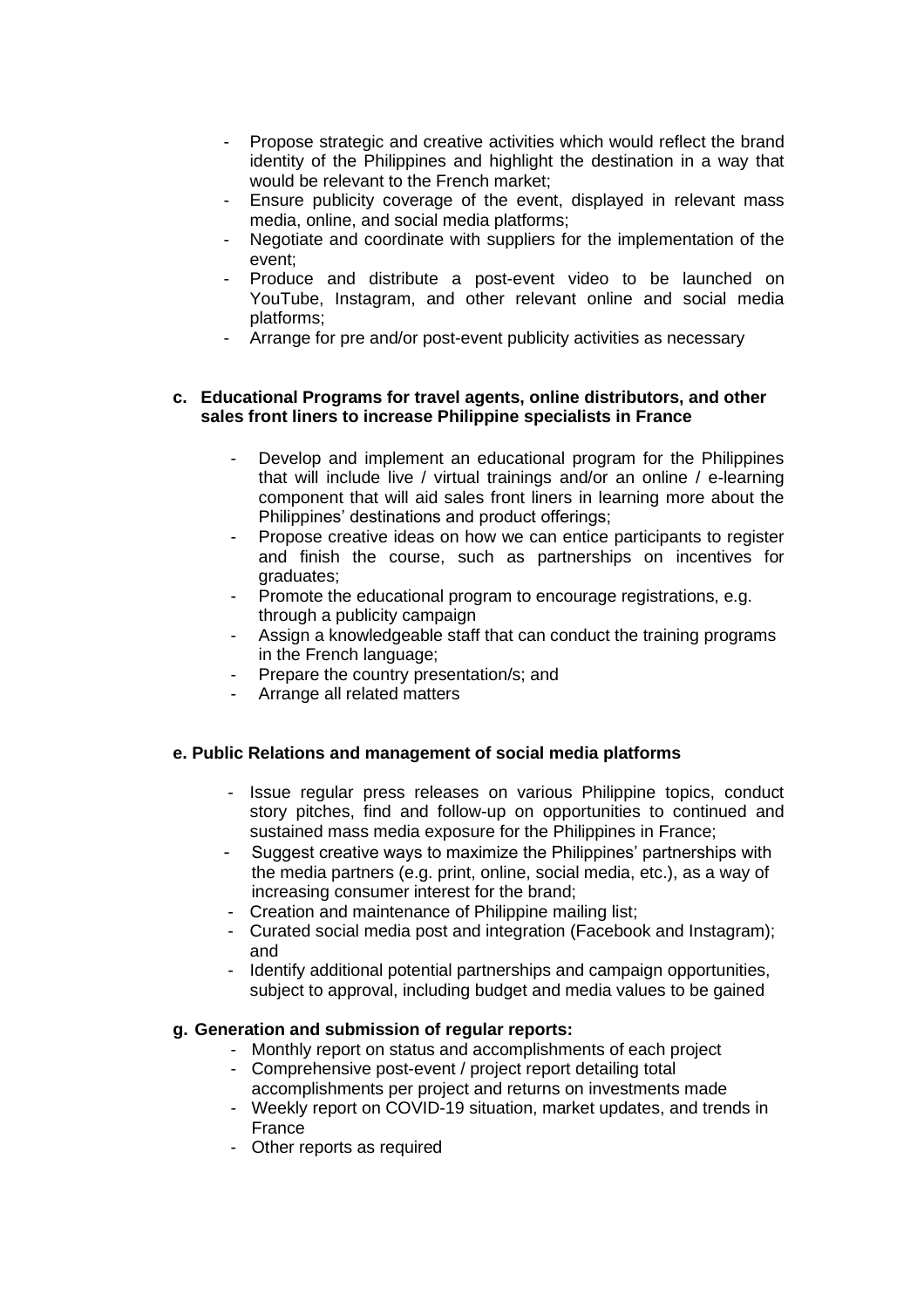- Propose strategic and creative activities which would reflect the brand identity of the Philippines and highlight the destination in a way that would be relevant to the French market;
- Ensure publicity coverage of the event, displayed in relevant mass media, online, and social media platforms;
- Negotiate and coordinate with suppliers for the implementation of the event;
- Produce and distribute a post-event video to be launched on YouTube, Instagram, and other relevant online and social media platforms;
- Arrange for pre and/or post-event publicity activities as necessary

**c. Educational Programs for travel agents, online distributors, and other sales front liners to increase Philippine specialists in France**

- Develop and implement an educational program for the Philippines that will include live / virtual trainings and/or an online / e-learning component that will aid sales front liners in learning more about the Philippines' destinations and product offerings;
- Propose creative ideas on how we can entice participants to register and finish the course, such as partnerships on incentives for graduates;
- Promote the educational program to encourage registrations, e.g. through a publicity campaign
- Assign a knowledgeable staff that can conduct the training programs in the French language;
- Prepare the country presentation/s; and
- Arrange all related matters

**e. Public Relations and management of social media platforms**

- Issue regular press releases on various Philippine topics, conduct story pitches, find and follow-up on opportunities to continued and sustained mass media exposure for the Philippines in France;
- Suggest creative ways to maximize the Philippines' partnerships with the media partners (e.g. print, online, social media, etc.), as a way of increasing consumer interest for the brand;
- Creation and maintenance of Philippine mailing list;
- Curated social media post and integration (Facebook and Instagram); and
- Identify additional potential partnerships and campaign opportunities, subject to approval, including budget and media values to be gained

**g. Generation and submission of regular reports:**

- Monthly report on status and accomplishments of each project
- Comprehensive post-event / project report detailing total accomplishments per project and returns on investments made
- Weekly report on COVID-19 situation, market updates, and trends in France
- Other reports as required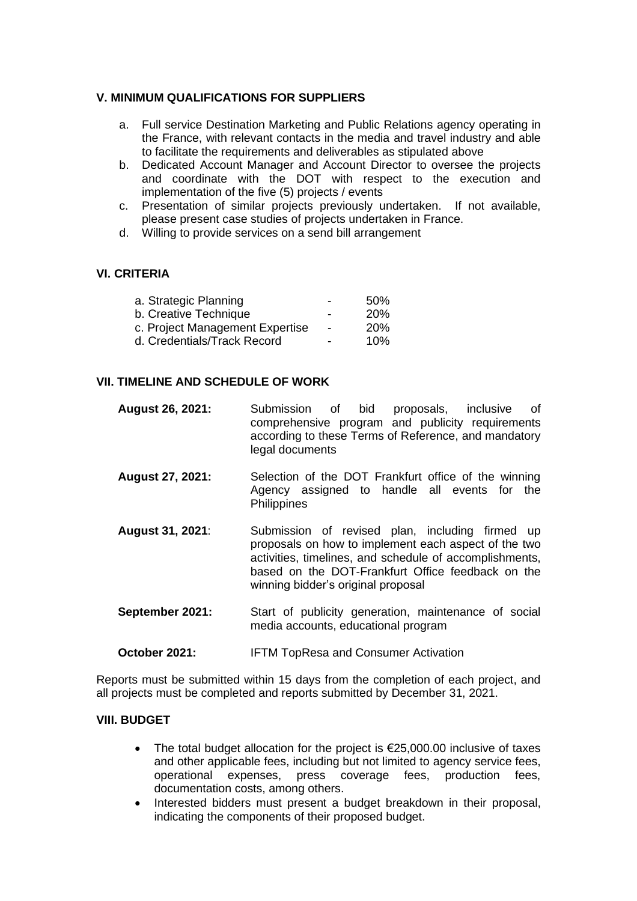### V. MINIMUM QUALIFICATIONS FOR SUPPLIERS

a. Full service Destination Marketing and Public Relations agency operating in the France, with relevant contacts in the media and travel industry and able to facilitate the requirements and deliverables as stipulated above
b. Dedicated Account Manager and Account Director to oversee the projects and coordinate with the DOT with respect to the execution and implementation of the five (5) projects / events
c. Presentation of similar projects previously undertaken. If not available, please present case studies of projects undertaken in France.
d. Willing to provide services on a send bill arrangement

### VI. CRITERIA

| | | |
|---|---|---|
| a. Strategic Planning | - | 50% |
| b. Creative Technique | - | 20% |
| c. Project Management Expertise | - | 20% |
| d. Credentials/Track Record | - | 10% |

### VII. TIMELINE AND SCHEDULE OF WORK

**August 26, 2021:** Submission of bid proposals, inclusive of comprehensive program and publicity requirements according to these Terms of Reference, and mandatory legal documents

**August 27, 2021:** Selection of the DOT Frankfurt office of the winning Agency assigned to handle all events for the Philippines

**August 31, 2021**: Submission of revised plan, including firmed up proposals on how to implement each aspect of the two activities, timelines, and schedule of accomplishments, based on the DOT-Frankfurt Office feedback on the winning bidder's original proposal

**September 2021:** Start of publicity generation, maintenance of social media accounts, educational program

**October 2021:** IFTM TopResa and Consumer Activation

Reports must be submitted within 15 days from the completion of each project, and all projects must be completed and reports submitted by December 31, 2021.

### VIII. BUDGET

- The total budget allocation for the project is €25,000.00 inclusive of taxes and other applicable fees, including but not limited to agency service fees, operational expenses, press coverage fees, production fees, documentation costs, among others.
- Interested bidders must present a budget breakdown in their proposal, indicating the components of their proposed budget.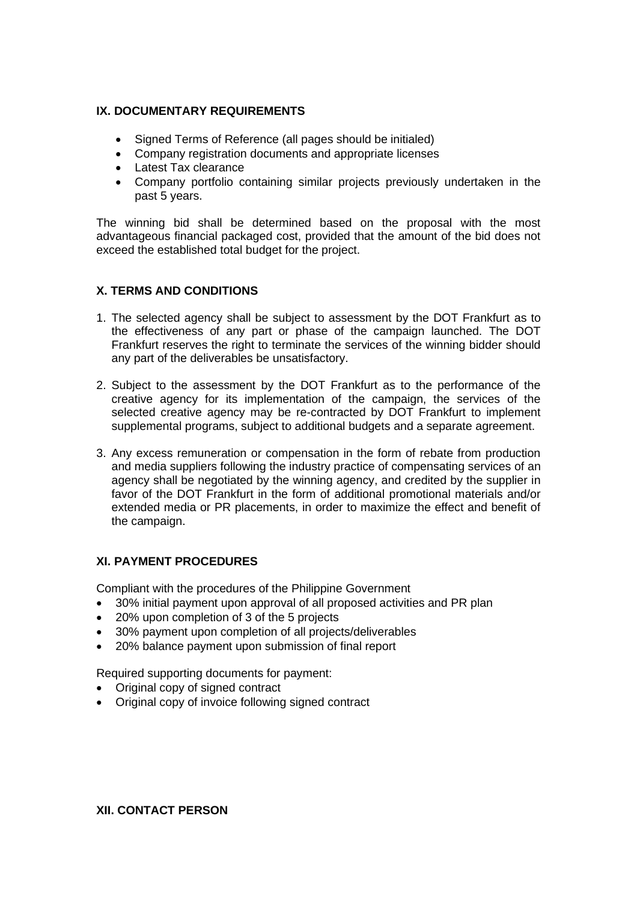## IX. DOCUMENTARY REQUIREMENTS

- Signed Terms of Reference (all pages should be initialed)
- Company registration documents and appropriate licenses
- Latest Tax clearance
- Company portfolio containing similar projects previously undertaken in the past 5 years.

The winning bid shall be determined based on the proposal with the most advantageous financial packaged cost, provided that the amount of the bid does not exceed the established total budget for the project.

## X. TERMS AND CONDITIONS

1. The selected agency shall be subject to assessment by the DOT Frankfurt as to the effectiveness of any part or phase of the campaign launched. The DOT Frankfurt reserves the right to terminate the services of the winning bidder should any part of the deliverables be unsatisfactory.

2. Subject to the assessment by the DOT Frankfurt as to the performance of the creative agency for its implementation of the campaign, the services of the selected creative agency may be re-contracted by DOT Frankfurt to implement supplemental programs, subject to additional budgets and a separate agreement.

3. Any excess remuneration or compensation in the form of rebate from production and media suppliers following the industry practice of compensating services of an agency shall be negotiated by the winning agency, and credited by the supplier in favor of the DOT Frankfurt in the form of additional promotional materials and/or extended media or PR placements, in order to maximize the effect and benefit of the campaign.

## XI. PAYMENT PROCEDURES

Compliant with the procedures of the Philippine Government

- 30% initial payment upon approval of all proposed activities and PR plan
- 20% upon completion of 3 of the 5 projects
- 30% payment upon completion of all projects/deliverables
- 20% balance payment upon submission of final report

Required supporting documents for payment:

- Original copy of signed contract
- Original copy of invoice following signed contract

## XII. CONTACT PERSON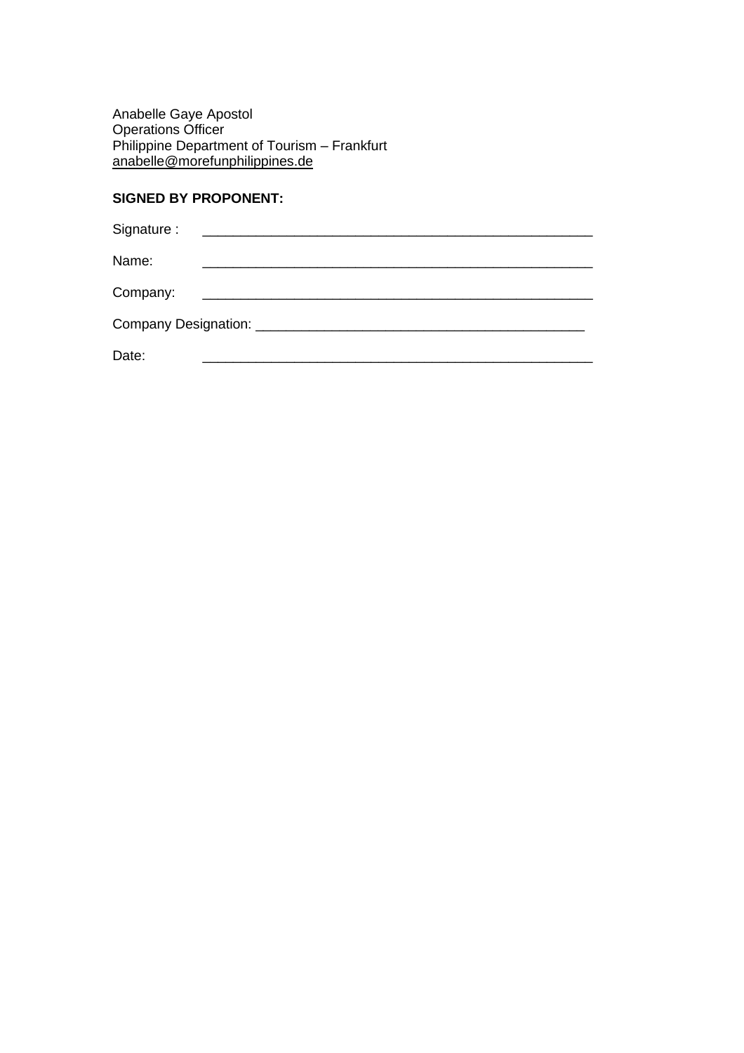Anabelle Gaye Apostol
Operations Officer
Philippine Department of Tourism – Frankfurt
anabelle@morefunphilippines.de

**SIGNED BY PROPONENT:**

Signature : ____________________________________________________

Name: ____________________________________________________

Company: ____________________________________________________

Company Designation: __________________________________________

Date: ____________________________________________________